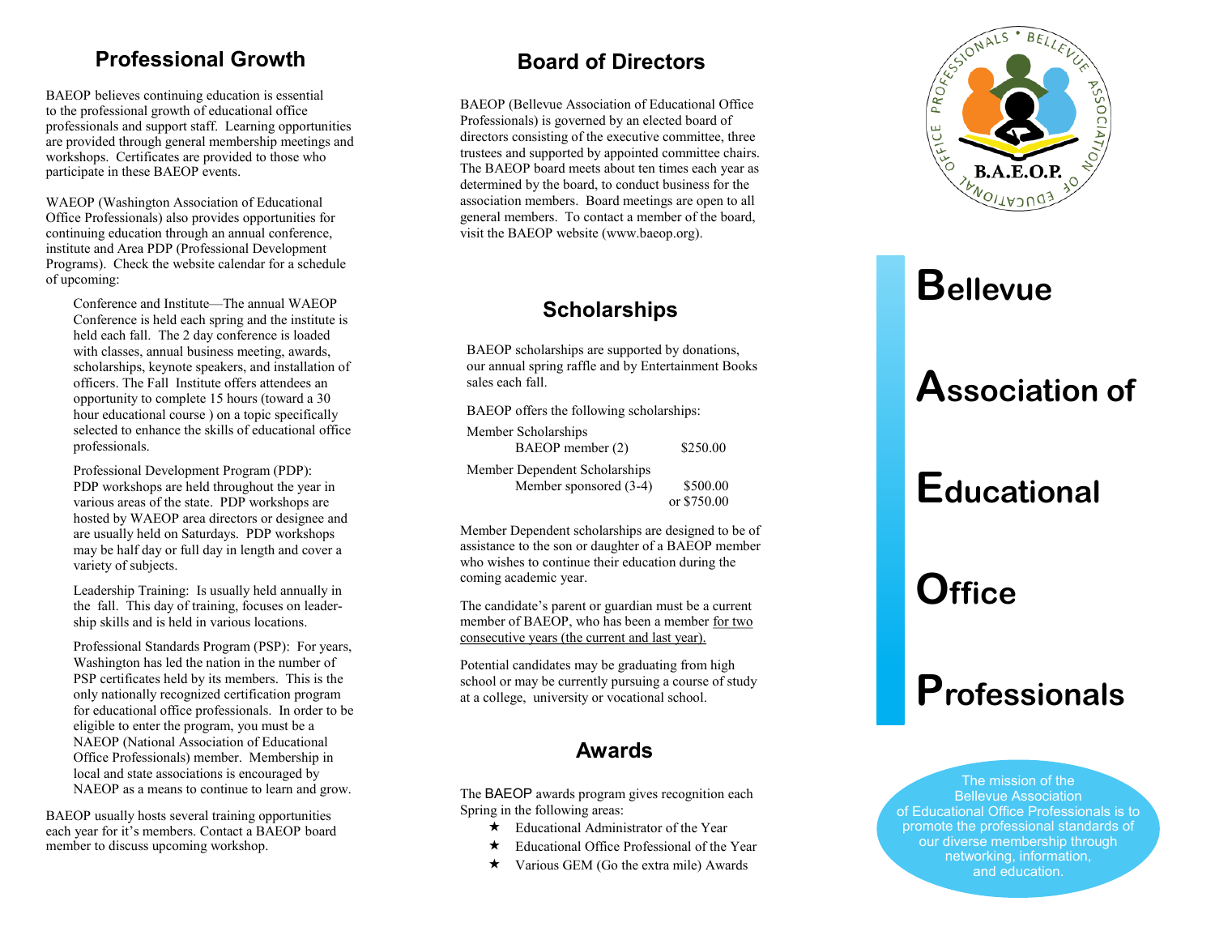## Professional Growth

BAEOP believes continuing education is essential to the professional growth of educational office professionals and support staff. Learning opportunities are provided through general membership meetings and workshops. Certificates are provided to those who participate in these BAEOP events.

WAEOP (Washington Association of Educational Office Professionals) also provides opportunities for continuing education through an annual conference, institute and Area PDP (Professional Development Programs). Check the website calendar for a schedule of upcoming:

Conference and Institute—The annual WAEOP Conference is held each spring and the institute is held each fall. The 2 day conference is loaded with classes, annual business meeting, awards, scholarships, keynote speakers, and installation of officers. The Fall Institute offers attendees an opportunity to complete 15 hours (toward a 30 hour educational course ) on a topic specifically selected to enhance the skills of educational office professionals.

Professional Development Program (PDP): PDP workshops are held throughout the year in various areas of the state. PDP workshops are hosted by WAEOP area directors or designee and are usually held on Saturdays. PDP workshops may be half day or full day in length and cover a variety of subjects.

Leadership Training: Is usually held annually in the fall. This day of training, focuses on leadership skills and is held in various locations.

Professional Standards Program (PSP): For years, Washington has led the nation in the number of PSP certificates held by its members. This is the only nationally recognized certification program for educational office professionals. In order to be eligible to enter the program, you must be a NAEOP (National Association of Educational Office Professionals) member. Membership in local and state associations is encouraged by NAEOP as a means to continue to learn and grow.

BAEOP usually hosts several training opportunities each year for it's members. Contact a BAEOP board member to discuss upcoming workshop.

## Board of Directors

BAEOP (Bellevue Association of Educational Office Professionals) is governed by an elected board of directors consisting of the executive committee, three trustees and supported by appointed committee chairs. The BAEOP board meets about ten times each year as determined by the board, to conduct business for the association members. Board meetings are open to all general members. To contact a member of the board, visit the BAEOP website (www.baeop.org).

## Scholarships

BAEOP scholarships are supported by donations, our annual spring raffle and by Entertainment Books sales each fall.

BAEOP offers the following scholarships:

Member Scholarships
- BAEOP member (2) — $250.00

Member Dependent Scholarships
- Member sponsored (3-4) — $500.00 or $750.00

Member Dependent scholarships are designed to be of assistance to the son or daughter of a BAEOP member who wishes to continue their education during the coming academic year.

The candidate's parent or guardian must be a current member of BAEOP, who has been a member for two consecutive years (the current and last year).

Potential candidates may be graduating from high school or may be currently pursuing a course of study at a college, university or vocational school.

## Awards

The BAEOP awards program gives recognition each Spring in the following areas:

- ★ Educational Administrator of the Year
- ★ Educational Office Professional of the Year
- ★ Various GEM (Go the extra mile) Awards

PROFESSIONALS • BELLEVUE ASSOCIATION OF EDUCATIONAL OFFICE

B.A.E.O.P.

# Bellevue Association of Educational Office Professionals

The mission of the Bellevue Association of Educational Office Professionals is to promote the professional standards of our diverse membership through networking, information, and education.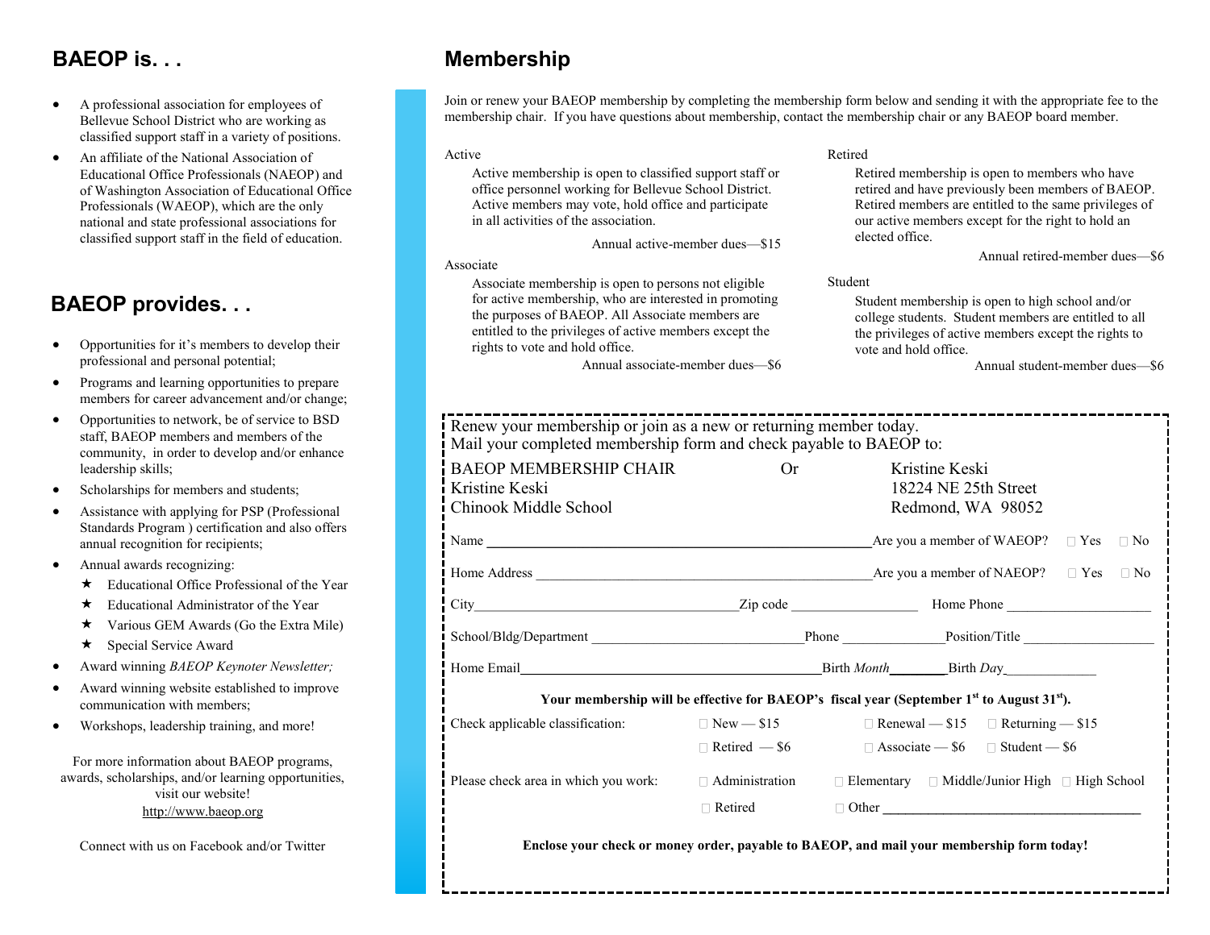## BAEOP is. . .

- A professional association for employees of Bellevue School District who are working as classified support staff in a variety of positions.
- An affiliate of the National Association of Educational Office Professionals (NAEOP) and of Washington Association of Educational Office Professionals (WAEOP), which are the only national and state professional associations for classified support staff in the field of education.

## BAEOP provides. . .

- Opportunities for it's members to develop their professional and personal potential;
- Programs and learning opportunities to prepare members for career advancement and/or change;
- Opportunities to network, be of service to BSD staff, BAEOP members and members of the community, in order to develop and/or enhance leadership skills;
- Scholarships for members and students;
- Assistance with applying for PSP (Professional Standards Program ) certification and also offers annual recognition for recipients;
- Annual awards recognizing:
  - ★ Educational Office Professional of the Year
  - ★ Educational Administrator of the Year
  - ★ Various GEM Awards (Go the Extra Mile)
  - ★ Special Service Award
- Award winning *BAEOP Keynoter Newsletter;*
- Award winning website established to improve communication with members;
- Workshops, leadership training, and more!

For more information about BAEOP programs, awards, scholarships, and/or learning opportunities, visit our website!
http://www.baeop.org

Connect with us on Facebook and/or Twitter

## Membership

Join or renew your BAEOP membership by completing the membership form below and sending it with the appropriate fee to the membership chair. If you have questions about membership, contact the membership chair or any BAEOP board member.

Active

Active membership is open to classified support staff or office personnel working for Bellevue School District. Active members may vote, hold office and participate in all activities of the association.

Annual active-member dues—$15

Associate

Associate membership is open to persons not eligible for active membership, who are interested in promoting the purposes of BAEOP. All Associate members are entitled to the privileges of active members except the rights to vote and hold office.

Annual associate-member dues—$6

Retired

Retired membership is open to members who have retired and have previously been members of BAEOP. Retired members are entitled to the same privileges of our active members except for the right to hold an elected office.

Annual retired-member dues—$6

Student

Student membership is open to high school and/or college students. Student members are entitled to all the privileges of active members except the rights to vote and hold office.

Annual student-member dues—$6

Renew your membership or join as a new or returning member today.
Mail your completed membership form and check payable to BAEOP to:

BAEOP MEMBERSHIP CHAIR
Kristine Keski
Chinook Middle School

Or

Kristine Keski
18224 NE 25th Street
Redmond, WA 98052

Name ______________________ Are you a member of WAEOP? ☐ Yes ☐ No

Home Address ______________________ Are you a member of NAEOP? ☐ Yes ☐ No

City ______________ Zip code __________ Home Phone ______________

School/Bldg/Department ______________ Phone __________ Position/Title ______________

Home Email ______________ Birth *Month* ________ Birth *Day* ____________

**Your membership will be effective for BAEOP's fiscal year (September 1st to August 31st).**

Check applicable classification: ☐ New — $15 ☐ Renewal — $15 ☐ Returning — $15
☐ Retired — $6 ☐ Associate — $6 ☐ Student — $6

Please check area in which you work: ☐ Administration ☐ Elementary ☐ Middle/Junior High ☐ High School
☐ Retired ☐ Other ______________________

**Enclose your check or money order, payable to BAEOP, and mail your membership form today!**